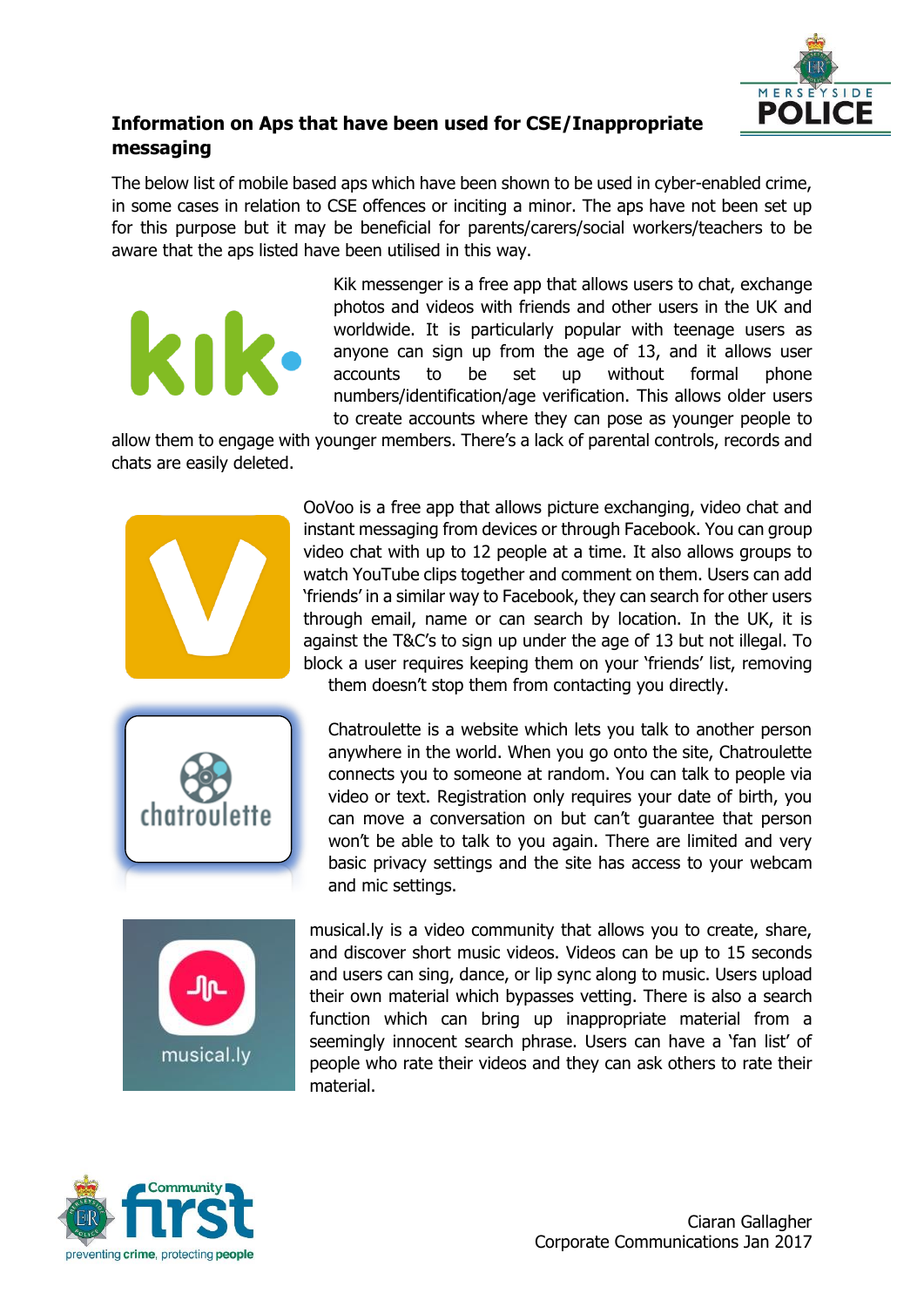## Information on Aps that have been used for CSE/Inappropriate messaging

The below list of mobile based aps which have been shown to be used in cyber-enabled crime, in some cases in relation to CSE offences or inciting a minor. The aps have not been set up for this purpose but it may be beneficial for parents/carers/social workers/teachers to be aware that the aps listed have been utilised in this way.

Kik messenger is a free app that allows users to chat, exchange photos and videos with friends and other users in the UK and worldwide. It is particularly popular with teenage users as anyone can sign up from the age of 13, and it allows user accounts to be set up without formal phone numbers/identification/age verification. This allows older users to create accounts where they can pose as younger people to allow them to engage with younger members. There's a lack of parental controls, records and chats are easily deleted.

OoVoo is a free app that allows picture exchanging, video chat and instant messaging from devices or through Facebook. You can group video chat with up to 12 people at a time. It also allows groups to watch YouTube clips together and comment on them. Users can add 'friends' in a similar way to Facebook, they can search for other users through email, name or can search by location. In the UK, it is against the T&C's to sign up under the age of 13 but not illegal. To block a user requires keeping them on your 'friends' list, removing them doesn't stop them from contacting you directly.

Chatroulette is a website which lets you talk to another person anywhere in the world. When you go onto the site, Chatroulette connects you to someone at random. You can talk to people via video or text. Registration only requires your date of birth, you can move a conversation on but can't guarantee that person won't be able to talk to you again. There are limited and very basic privacy settings and the site has access to your webcam and mic settings.

musical.ly is a video community that allows you to create, share, and discover short music videos. Videos can be up to 15 seconds and users can sing, dance, or lip sync along to music. Users upload their own material which bypasses vetting. There is also a search function which can bring up inappropriate material from a seemingly innocent search phrase. Users can have a 'fan list' of people who rate their videos and they can ask others to rate their material.

Ciaran Gallagher
Corporate Communications Jan 2017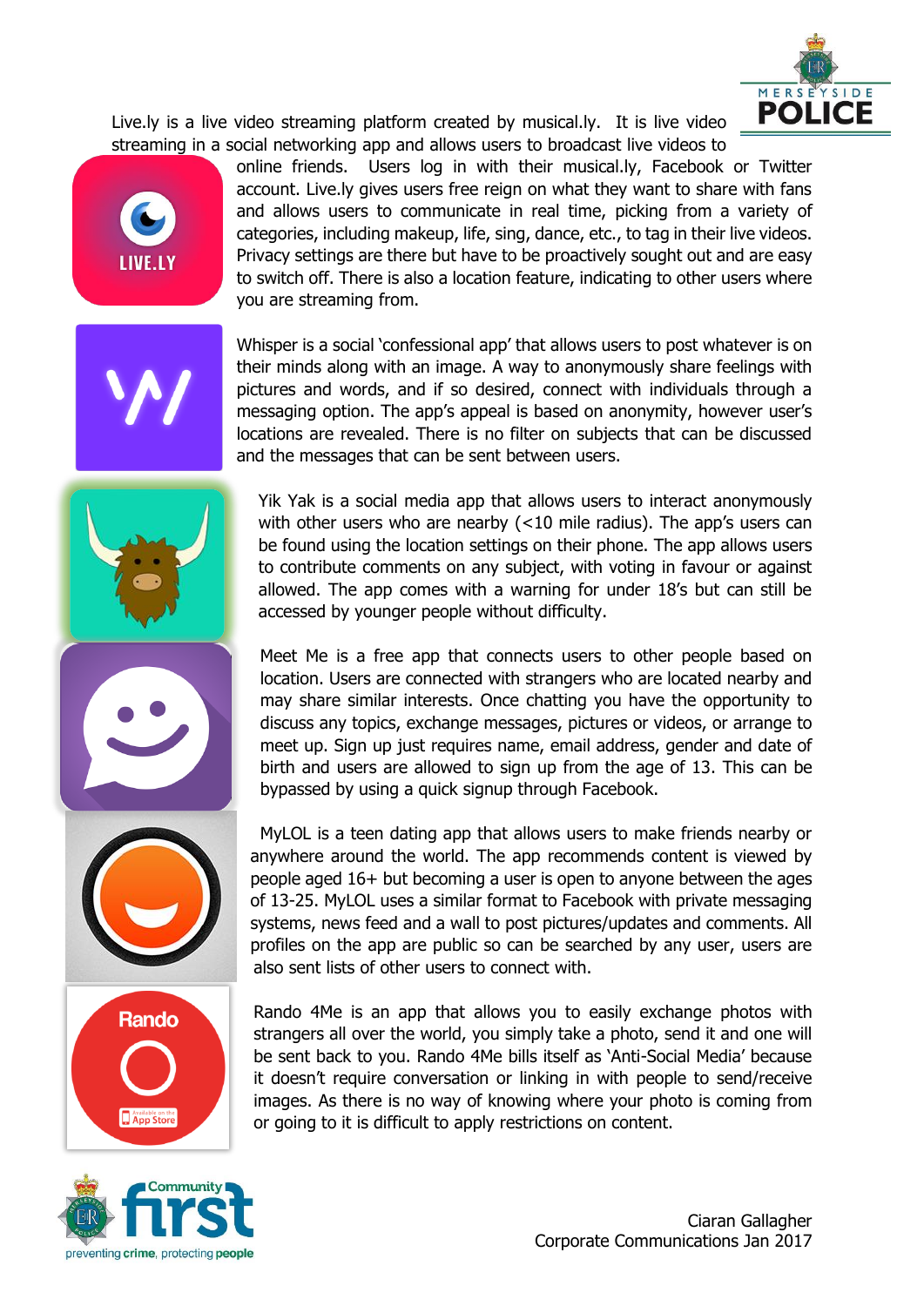Live.ly is a live video streaming platform created by musical.ly. It is live video streaming in a social networking app and allows users to broadcast live videos to online friends. Users log in with their musical.ly, Facebook or Twitter account. Live.ly gives users free reign on what they want to share with fans and allows users to communicate in real time, picking from a variety of categories, including makeup, life, sing, dance, etc., to tag in their live videos. Privacy settings are there but have to be proactively sought out and are easy to switch off. There is also a location feature, indicating to other users where you are streaming from.

Whisper is a social 'confessional app' that allows users to post whatever is on their minds along with an image. A way to anonymously share feelings with pictures and words, and if so desired, connect with individuals through a messaging option. The app's appeal is based on anonymity, however user's locations are revealed. There is no filter on subjects that can be discussed and the messages that can be sent between users.

Yik Yak is a social media app that allows users to interact anonymously with other users who are nearby (<10 mile radius). The app's users can be found using the location settings on their phone. The app allows users to contribute comments on any subject, with voting in favour or against allowed. The app comes with a warning for under 18's but can still be accessed by younger people without difficulty.

Meet Me is a free app that connects users to other people based on location. Users are connected with strangers who are located nearby and may share similar interests. Once chatting you have the opportunity to discuss any topics, exchange messages, pictures or videos, or arrange to meet up. Sign up just requires name, email address, gender and date of birth and users are allowed to sign up from the age of 13. This can be bypassed by using a quick signup through Facebook.

MyLOL is a teen dating app that allows users to make friends nearby or anywhere around the world. The app recommends content is viewed by people aged 16+ but becoming a user is open to anyone between the ages of 13-25. MyLOL uses a similar format to Facebook with private messaging systems, news feed and a wall to post pictures/updates and comments. All profiles on the app are public so can be searched by any user, users are also sent lists of other users to connect with.

Rando 4Me is an app that allows you to easily exchange photos with strangers all over the world, you simply take a photo, send it and one will be sent back to you. Rando 4Me bills itself as 'Anti-Social Media' because it doesn't require conversation or linking in with people to send/receive images. As there is no way of knowing where your photo is coming from or going to it is difficult to apply restrictions on content.

Ciaran Gallagher
Corporate Communications Jan 2017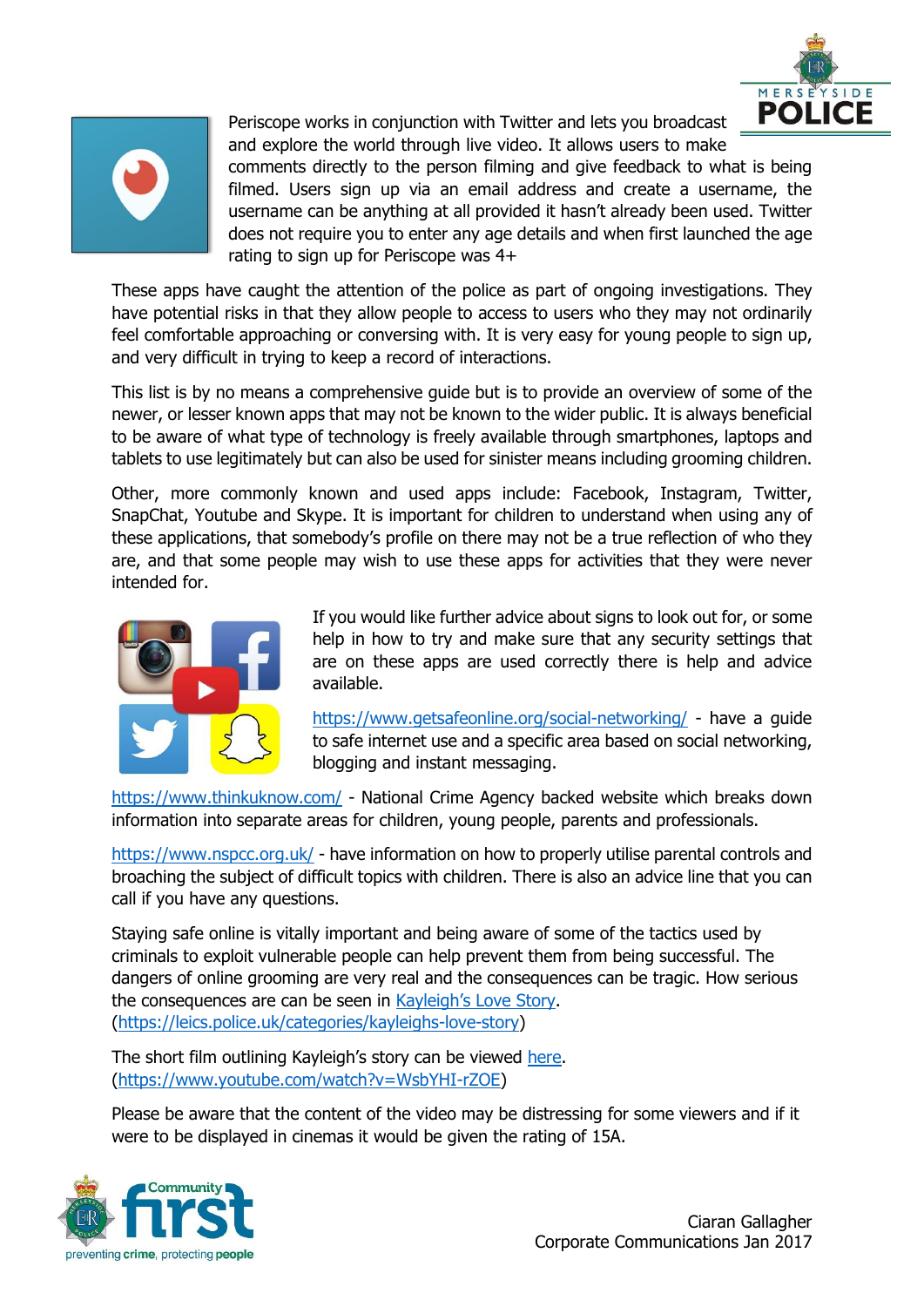Periscope works in conjunction with Twitter and lets you broadcast and explore the world through live video. It allows users to make comments directly to the person filming and give feedback to what is being filmed. Users sign up via an email address and create a username, the username can be anything at all provided it hasn't already been used. Twitter does not require you to enter any age details and when first launched the age rating to sign up for Periscope was 4+

These apps have caught the attention of the police as part of ongoing investigations. They have potential risks in that they allow people to access to users who they may not ordinarily feel comfortable approaching or conversing with. It is very easy for young people to sign up, and very difficult in trying to keep a record of interactions.

This list is by no means a comprehensive guide but is to provide an overview of some of the newer, or lesser known apps that may not be known to the wider public. It is always beneficial to be aware of what type of technology is freely available through smartphones, laptops and tablets to use legitimately but can also be used for sinister means including grooming children.

Other, more commonly known and used apps include: Facebook, Instagram, Twitter, SnapChat, Youtube and Skype. It is important for children to understand when using any of these applications, that somebody's profile on there may not be a true reflection of who they are, and that some people may wish to use these apps for activities that they were never intended for.

If you would like further advice about signs to look out for, or some help in how to try and make sure that any security settings that are on these apps are used correctly there is help and advice available.

https://www.getsafeonline.org/social-networking/ - have a guide to safe internet use and a specific area based on social networking, blogging and instant messaging.

https://www.thinkuknow.com/ - National Crime Agency backed website which breaks down information into separate areas for children, young people, parents and professionals.

https://www.nspcc.org.uk/ - have information on how to properly utilise parental controls and broaching the subject of difficult topics with children. There is also an advice line that you can call if you have any questions.

Staying safe online is vitally important and being aware of some of the tactics used by criminals to exploit vulnerable people can help prevent them from being successful. The dangers of online grooming are very real and the consequences can be tragic. How serious the consequences are can be seen in Kayleigh's Love Story.
(https://leics.police.uk/categories/kayleighs-love-story)

The short film outlining Kayleigh's story can be viewed here.
(https://www.youtube.com/watch?v=WsbYHI-rZOE)

Please be aware that the content of the video may be distressing for some viewers and if it were to be displayed in cinemas it would be given the rating of 15A.

Ciaran Gallagher
Corporate Communications Jan 2017